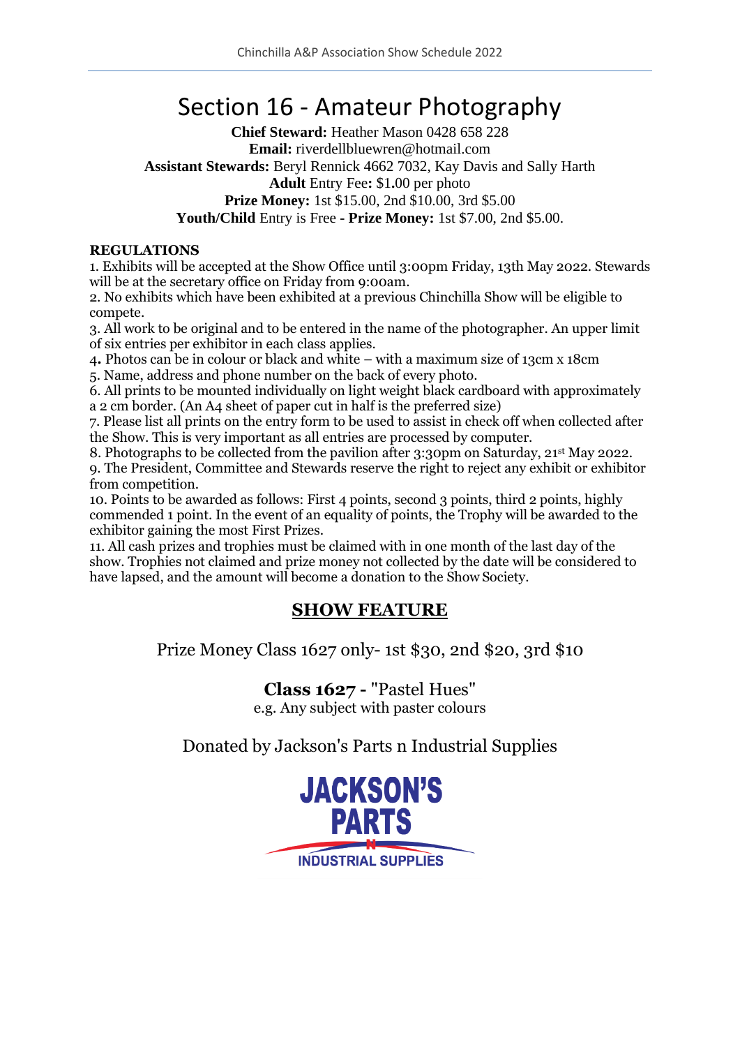# Section 16 - Amateur Photography

**Chief Steward:** Heather Mason 0428 658 228
**Email:** riverdellbluewren@hotmail.com
**Assistant Stewards:** Beryl Rennick 4662 7032, Kay Davis and Sally Harth
**Adult** Entry Fee**:** $1.00 per photo
**Prize Money:** 1st $15.00, 2nd $10.00, 3rd $5.00
**Youth/Child** Entry is Free - **Prize Money:** 1st $7.00, 2nd $5.00.

**REGULATIONS**

1. Exhibits will be accepted at the Show Office until 3:00pm Friday, 13th May 2022. Stewards will be at the secretary office on Friday from 9:00am.
2. No exhibits which have been exhibited at a previous Chinchilla Show will be eligible to compete.
3. All work to be original and to be entered in the name of the photographer. An upper limit of six entries per exhibitor in each class applies.
4. Photos can be in colour or black and white – with a maximum size of 13cm x 18cm
5. Name, address and phone number on the back of every photo.
6. All prints to be mounted individually on light weight black cardboard with approximately a 2 cm border. (An A4 sheet of paper cut in half is the preferred size)
7. Please list all prints on the entry form to be used to assist in check off when collected after the Show. This is very important as all entries are processed by computer.
8. Photographs to be collected from the pavilion after 3:30pm on Saturday, 21st May 2022.
9. The President, Committee and Stewards reserve the right to reject any exhibit or exhibitor from competition.
10. Points to be awarded as follows: First 4 points, second 3 points, third 2 points, highly commended 1 point. In the event of an equality of points, the Trophy will be awarded to the exhibitor gaining the most First Prizes.
11. All cash prizes and trophies must be claimed with in one month of the last day of the show. Trophies not claimed and prize money not collected by the date will be considered to have lapsed, and the amount will become a donation to the Show Society.

## SHOW FEATURE

Prize Money Class 1627 only- 1st $30, 2nd $20, 3rd $10

**Class 1627 -** "Pastel Hues"
e.g. Any subject with paster colours

Donated by Jackson's Parts n Industrial Supplies

JACKSON'S PARTS N INDUSTRIAL SUPPLIES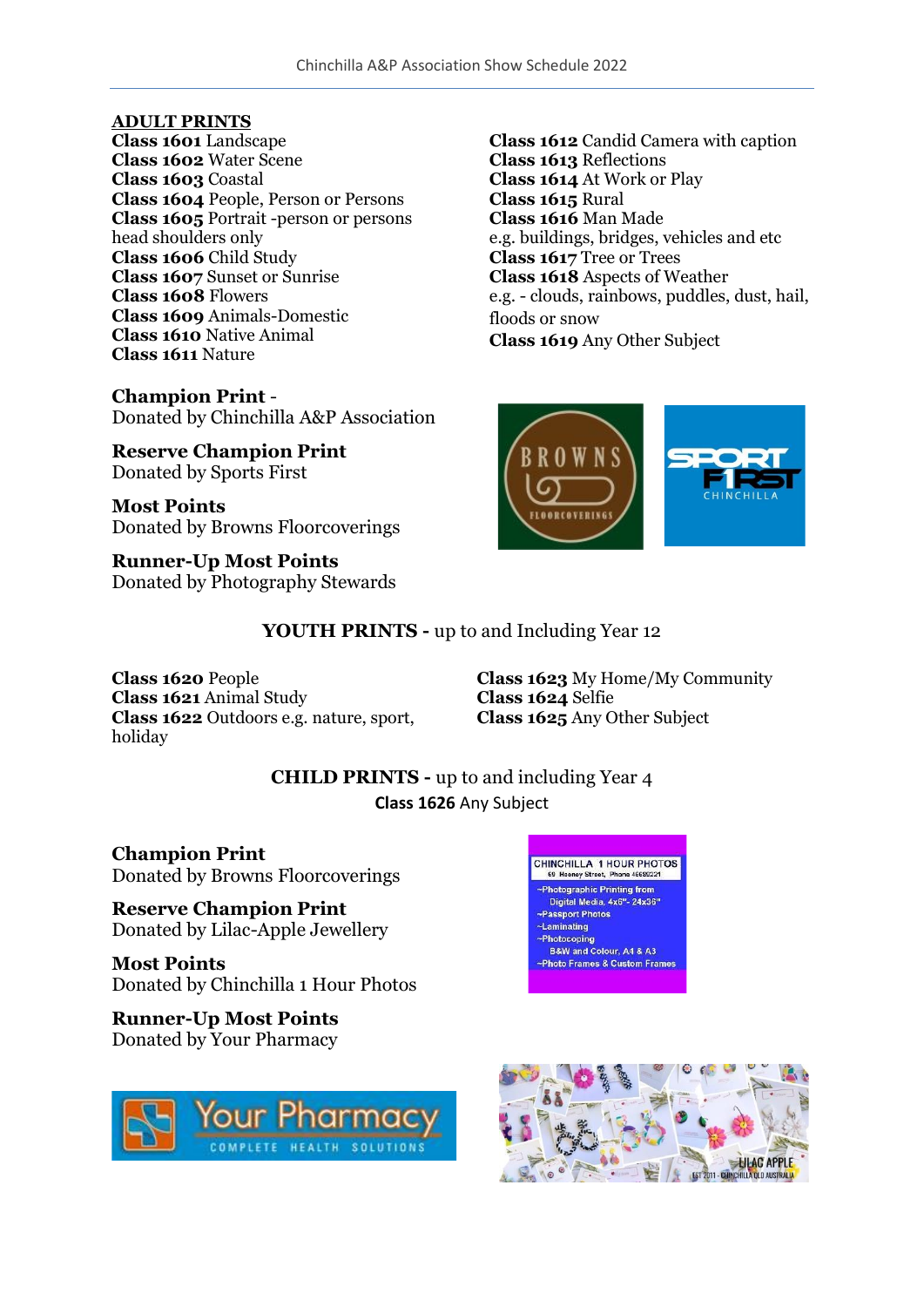## ADULT PRINTS

**Class 1601** Landscape
**Class 1602** Water Scene
**Class 1603** Coastal
**Class 1604** People, Person or Persons
**Class 1605** Portrait -person or persons head shoulders only
**Class 1606** Child Study
**Class 1607** Sunset or Sunrise
**Class 1608** Flowers
**Class 1609** Animals-Domestic
**Class 1610** Native Animal
**Class 1611** Nature
**Class 1612** Candid Camera with caption
**Class 1613** Reflections
**Class 1614** At Work or Play
**Class 1615** Rural
**Class 1616** Man Made
e.g. buildings, bridges, vehicles and etc
**Class 1617** Tree or Trees
**Class 1618** Aspects of Weather
e.g. - clouds, rainbows, puddles, dust, hail, floods or snow
**Class 1619** Any Other Subject

**Champion Print** -
Donated by Chinchilla A&P Association

**Reserve Champion Print**
Donated by Sports First

**Most Points**
Donated by Browns Floorcoverings

**Runner-Up Most Points**
Donated by Photography Stewards

## YOUTH PRINTS - up to and Including Year 12

**Class 1620** People
**Class 1621** Animal Study
**Class 1622** Outdoors e.g. nature, sport, holiday
**Class 1623** My Home/My Community
**Class 1624** Selfie
**Class 1625** Any Other Subject

## CHILD PRINTS - up to and including Year 4

**Class 1626** Any Subject

**Champion Print**
Donated by Browns Floorcoverings

**Reserve Champion Print**
Donated by Lilac-Apple Jewellery

**Most Points**
Donated by Chinchilla 1 Hour Photos

**Runner-Up Most Points**
Donated by Your Pharmacy